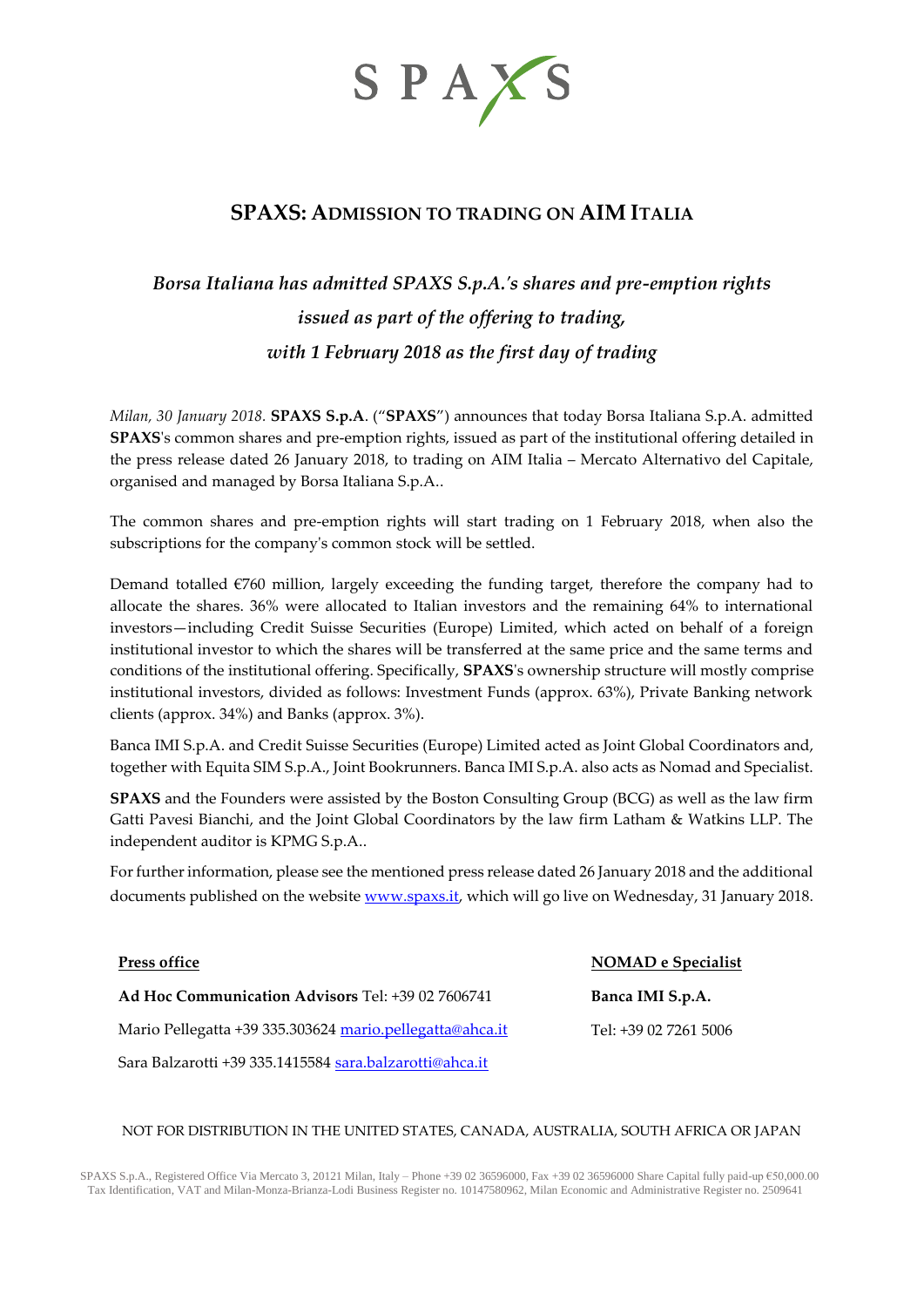SPAXS

# SPAXS: ADMISSION TO TRADING ON AIM ITALIA

*Borsa Italiana has admitted SPAXS S.p.A.'s shares and pre-emption rights issued as part of the offering to trading, with 1 February 2018 as the first day of trading*

*Milan, 30 January 2018.* **SPAXS S.p.A**. ("**SPAXS**") announces that today Borsa Italiana S.p.A. admitted **SPAXS**'s common shares and pre-emption rights, issued as part of the institutional offering detailed in the press release dated 26 January 2018, to trading on AIM Italia – Mercato Alternativo del Capitale, organised and managed by Borsa Italiana S.p.A..

The common shares and pre-emption rights will start trading on 1 February 2018, when also the subscriptions for the company's common stock will be settled.

Demand totalled €760 million, largely exceeding the funding target, therefore the company had to allocate the shares. 36% were allocated to Italian investors and the remaining 64% to international investors—including Credit Suisse Securities (Europe) Limited, which acted on behalf of a foreign institutional investor to which the shares will be transferred at the same price and the same terms and conditions of the institutional offering. Specifically, **SPAXS**'s ownership structure will mostly comprise institutional investors, divided as follows: Investment Funds (approx. 63%), Private Banking network clients (approx. 34%) and Banks (approx. 3%).

Banca IMI S.p.A. and Credit Suisse Securities (Europe) Limited acted as Joint Global Coordinators and, together with Equita SIM S.p.A., Joint Bookrunners. Banca IMI S.p.A. also acts as Nomad and Specialist.

**SPAXS** and the Founders were assisted by the Boston Consulting Group (BCG) as well as the law firm Gatti Pavesi Bianchi, and the Joint Global Coordinators by the law firm Latham & Watkins LLP. The independent auditor is KPMG S.p.A..

For further information, please see the mentioned press release dated 26 January 2018 and the additional documents published on the website [www.spaxs.it](www.spaxs.it), which will go live on Wednesday, 31 January 2018.

**Press office**

**Ad Hoc Communication Advisors** Tel: +39 02 7606741

Mario Pellegatta +39 335.303624 mario.pellegatta@ahca.it

Sara Balzarotti +39 335.1415584 sara.balzarotti@ahca.it

**NOMAD e Specialist**

**Banca IMI S.p.A.**

Tel: +39 02 7261 5006

NOT FOR DISTRIBUTION IN THE UNITED STATES, CANADA, AUSTRALIA, SOUTH AFRICA OR JAPAN

SPAXS S.p.A., Registered Office Via Mercato 3, 20121 Milan, Italy – Phone +39 02 36596000, Fax +39 02 36596000 Share Capital fully paid-up €50,000.00 Tax Identification, VAT and Milan-Monza-Brianza-Lodi Business Register no. 10147580962, Milan Economic and Administrative Register no. 2509641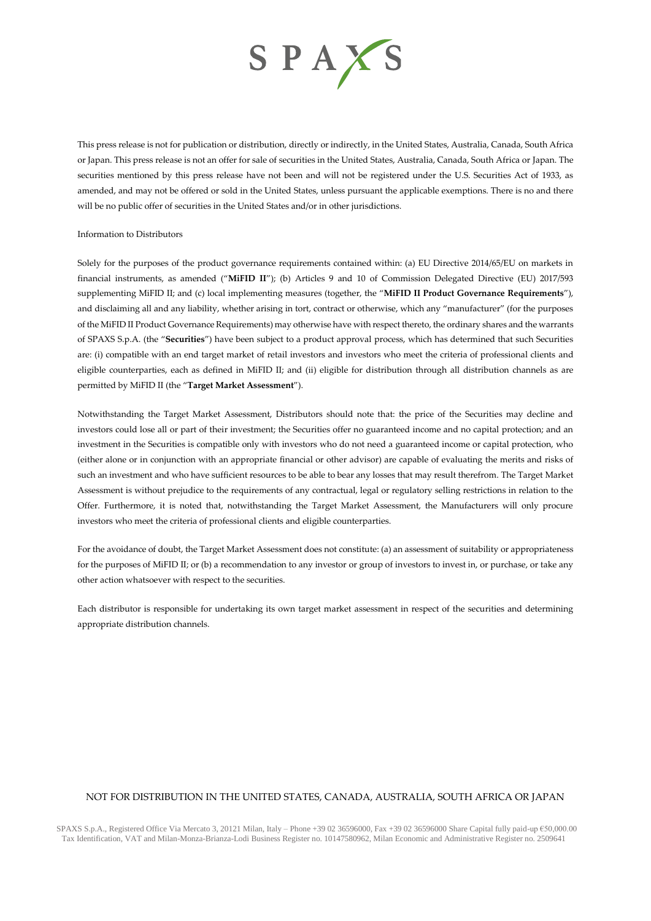This press release is not for publication or distribution, directly or indirectly, in the United States, Australia, Canada, South Africa or Japan. This press release is not an offer for sale of securities in the United States, Australia, Canada, South Africa or Japan. The securities mentioned by this press release have not been and will not be registered under the U.S. Securities Act of 1933, as amended, and may not be offered or sold in the United States, unless pursuant the applicable exemptions. There is no and there will be no public offer of securities in the United States and/or in other jurisdictions.

Information to Distributors

Solely for the purposes of the product governance requirements contained within: (a) EU Directive 2014/65/EU on markets in financial instruments, as amended ("**MiFID II**"); (b) Articles 9 and 10 of Commission Delegated Directive (EU) 2017/593 supplementing MiFID II; and (c) local implementing measures (together, the "**MiFID II Product Governance Requirements**"), and disclaiming all and any liability, whether arising in tort, contract or otherwise, which any "manufacturer" (for the purposes of the MiFID II Product Governance Requirements) may otherwise have with respect thereto, the ordinary shares and the warrants of SPAXS S.p.A. (the "**Securities**") have been subject to a product approval process, which has determined that such Securities are: (i) compatible with an end target market of retail investors and investors who meet the criteria of professional clients and eligible counterparties, each as defined in MiFID II; and (ii) eligible for distribution through all distribution channels as are permitted by MiFID II (the "**Target Market Assessment**").

Notwithstanding the Target Market Assessment, Distributors should note that: the price of the Securities may decline and investors could lose all or part of their investment; the Securities offer no guaranteed income and no capital protection; and an investment in the Securities is compatible only with investors who do not need a guaranteed income or capital protection, who (either alone or in conjunction with an appropriate financial or other advisor) are capable of evaluating the merits and risks of such an investment and who have sufficient resources to be able to bear any losses that may result therefrom. The Target Market Assessment is without prejudice to the requirements of any contractual, legal or regulatory selling restrictions in relation to the Offer. Furthermore, it is noted that, notwithstanding the Target Market Assessment, the Manufacturers will only procure investors who meet the criteria of professional clients and eligible counterparties.

For the avoidance of doubt, the Target Market Assessment does not constitute: (a) an assessment of suitability or appropriateness for the purposes of MiFID II; or (b) a recommendation to any investor or group of investors to invest in, or purchase, or take any other action whatsoever with respect to the securities.

Each distributor is responsible for undertaking its own target market assessment in respect of the securities and determining appropriate distribution channels.